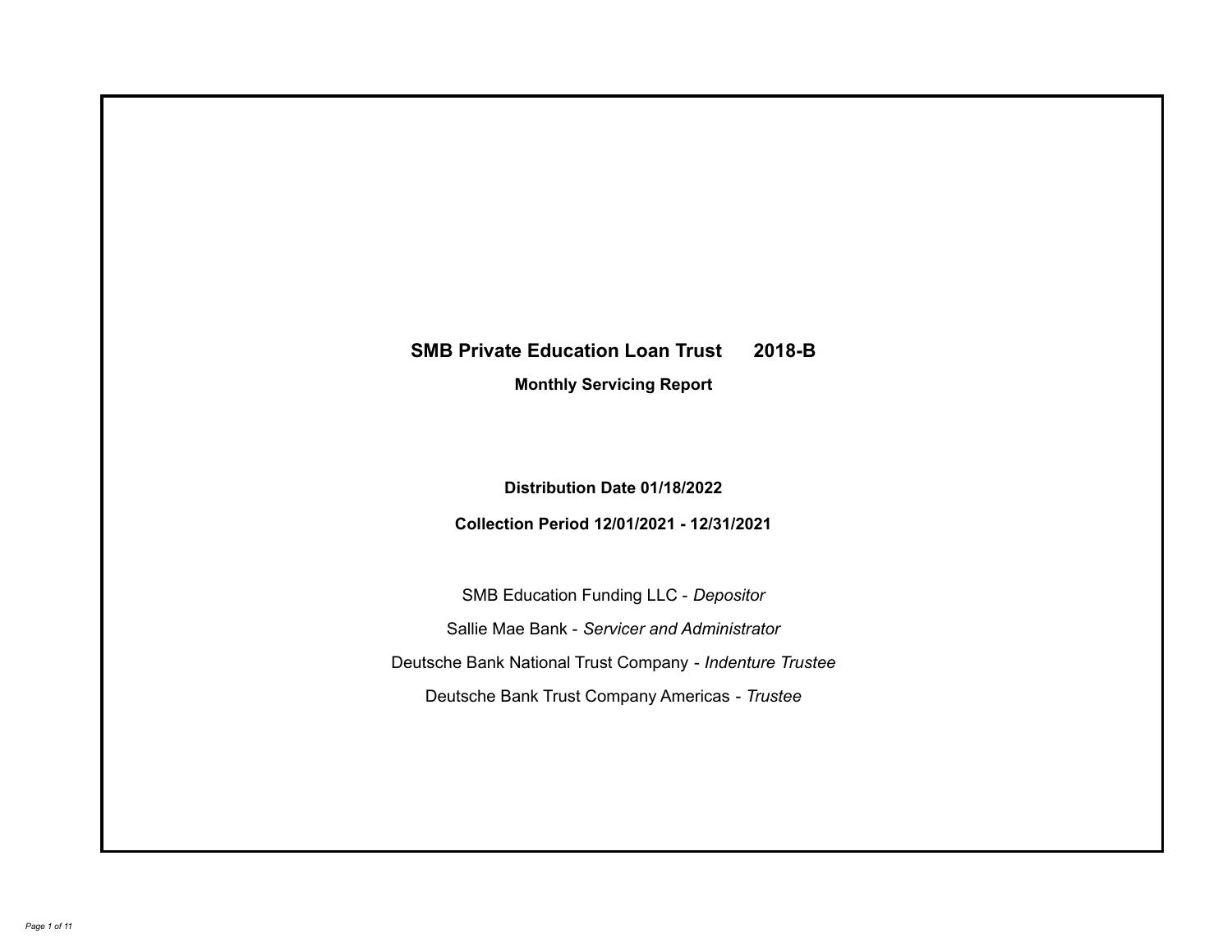# SMB Private Education Loan Trust 2018-B

**Monthly Servicing Report**

**Distribution Date 01/18/2022**

**Collection Period 12/01/2021 - 12/31/2021**

SMB Education Funding LLC - *Depositor*

Sallie Mae Bank - *Servicer and Administrator*

Deutsche Bank National Trust Company - *Indenture Trustee*

Deutsche Bank Trust Company Americas - *Trustee*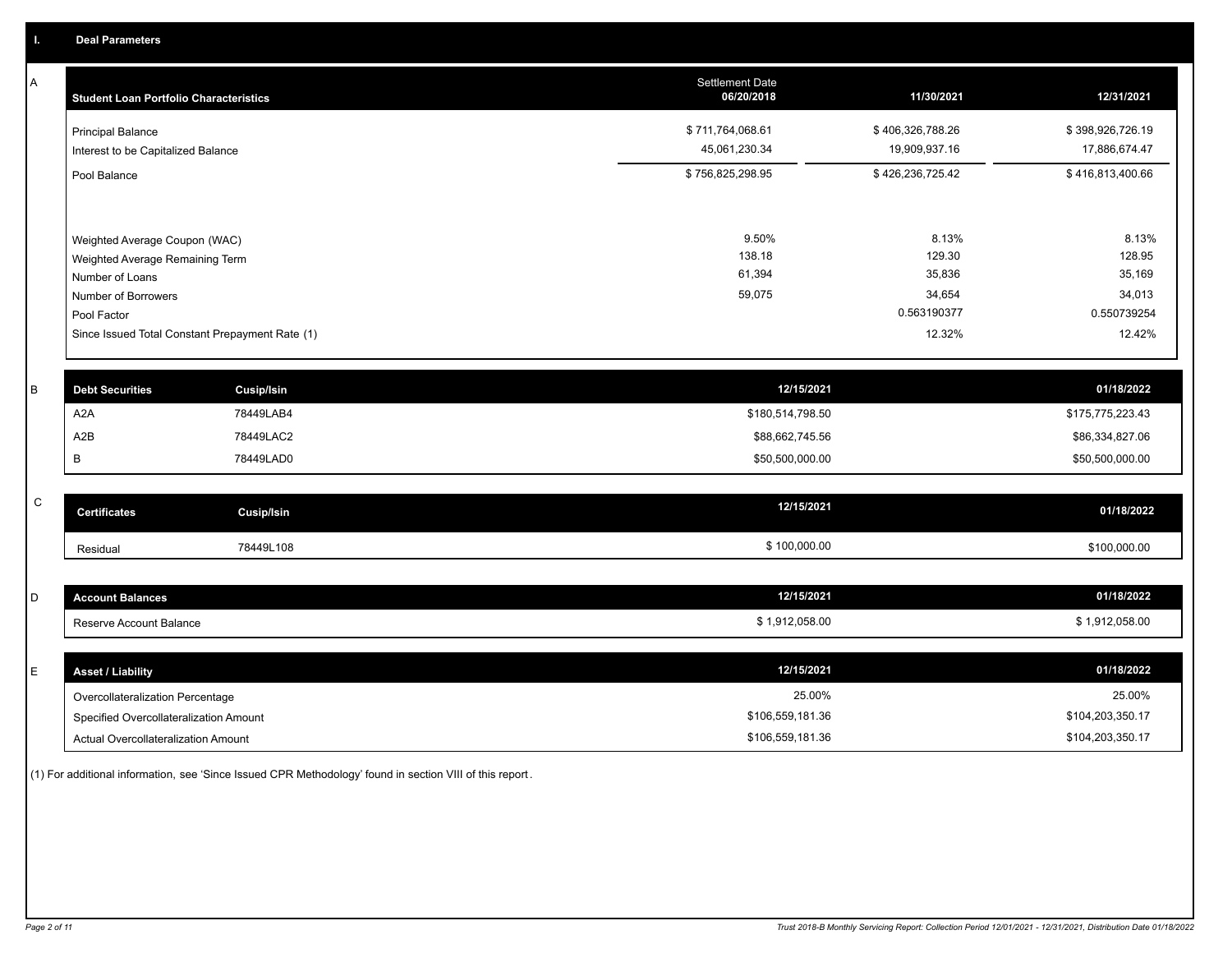## I. Deal Parameters

### A

| Student Loan Portfolio Characteristics | Settlement Date 06/20/2018 | 11/30/2021 | 12/31/2021 |
|---|---|---|---|
| Principal Balance | $ 711,764,068.61 | $ 406,326,788.26 | $ 398,926,726.19 |
| Interest to be Capitalized Balance | 45,061,230.34 | 19,909,937.16 | 17,886,674.47 |
| Pool Balance | $ 756,825,298.95 | $ 426,236,725.42 | $ 416,813,400.66 |
| Weighted Average Coupon (WAC) | 9.50% | 8.13% | 8.13% |
| Weighted Average Remaining Term | 138.18 | 129.30 | 128.95 |
| Number of Loans | 61,394 | 35,836 | 35,169 |
| Number of Borrowers | 59,075 | 34,654 | 34,013 |
| Pool Factor | | 0.563190377 | 0.550739254 |
| Since Issued Total Constant Prepayment Rate (1) | | 12.32% | 12.42% |

### B

| Debt Securities | Cusip/Isin | 12/15/2021 | 01/18/2022 |
|---|---|---|---|
| A2A | 78449LAB4 | $180,514,798.50 | $175,775,223.43 |
| A2B | 78449LAC2 | $88,662,745.56 | $86,334,827.06 |
| B | 78449LAD0 | $50,500,000.00 | $50,500,000.00 |

### C

| Certificates | Cusip/Isin | 12/15/2021 | 01/18/2022 |
|---|---|---|---|
| Residual | 78449L108 | $ 100,000.00 | $100,000.00 |

### D

| Account Balances | 12/15/2021 | 01/18/2022 |
|---|---|---|
| Reserve Account Balance | $ 1,912,058.00 | $ 1,912,058.00 |

### E

| Asset / Liability | 12/15/2021 | 01/18/2022 |
|---|---|---|
| Overcollateralization Percentage | 25.00% | 25.00% |
| Specified Overcollateralization Amount | $106,559,181.36 | $104,203,350.17 |
| Actual Overcollateralization Amount | $106,559,181.36 | $104,203,350.17 |

(1) For additional information, see 'Since Issued CPR Methodology' found in section VIII of this report.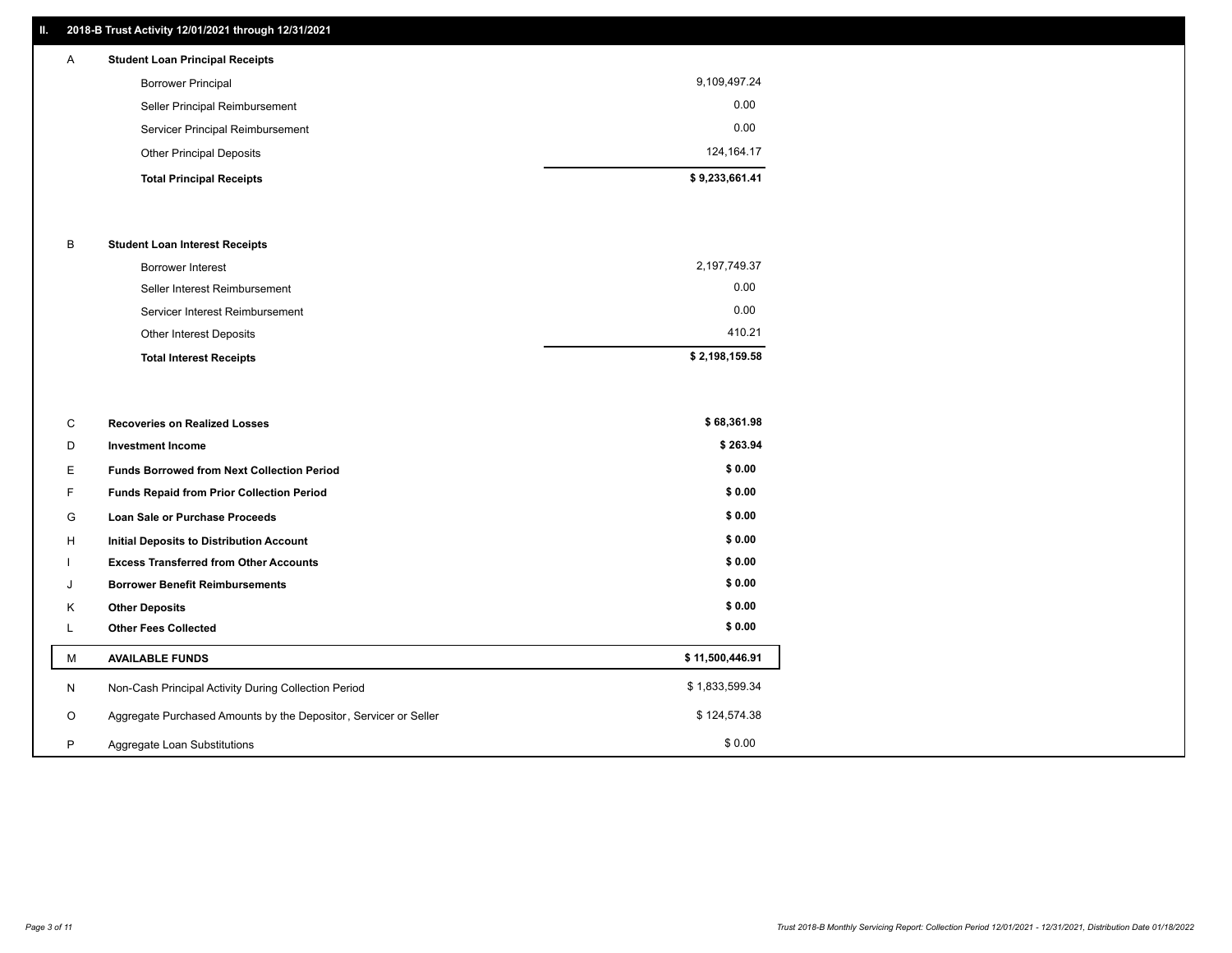## II. 2018-B Trust Activity 12/01/2021 through 12/31/2021

| | | |
|---|---|---|
| A | **Student Loan Principal Receipts** | |
| | Borrower Principal | 9,109,497.24 |
| | Seller Principal Reimbursement | 0.00 |
| | Servicer Principal Reimbursement | 0.00 |
| | Other Principal Deposits | 124,164.17 |
| | **Total Principal Receipts** | **$ 9,233,661.41** |
| B | **Student Loan Interest Receipts** | |
| | Borrower Interest | 2,197,749.37 |
| | Seller Interest Reimbursement | 0.00 |
| | Servicer Interest Reimbursement | 0.00 |
| | Other Interest Deposits | 410.21 |
| | **Total Interest Receipts** | **$ 2,198,159.58** |
| C | **Recoveries on Realized Losses** | **$ 68,361.98** |
| D | **Investment Income** | **$ 263.94** |
| E | **Funds Borrowed from Next Collection Period** | **$ 0.00** |
| F | **Funds Repaid from Prior Collection Period** | **$ 0.00** |
| G | **Loan Sale or Purchase Proceeds** | **$ 0.00** |
| H | **Initial Deposits to Distribution Account** | **$ 0.00** |
| I | **Excess Transferred from Other Accounts** | **$ 0.00** |
| J | **Borrower Benefit Reimbursements** | **$ 0.00** |
| K | **Other Deposits** | **$ 0.00** |
| L | **Other Fees Collected** | **$ 0.00** |
| M | **AVAILABLE FUNDS** | **$ 11,500,446.91** |
| N | Non-Cash Principal Activity During Collection Period | $ 1,833,599.34 |
| O | Aggregate Purchased Amounts by the Depositor, Servicer or Seller | $ 124,574.38 |
| P | Aggregate Loan Substitutions | $ 0.00 |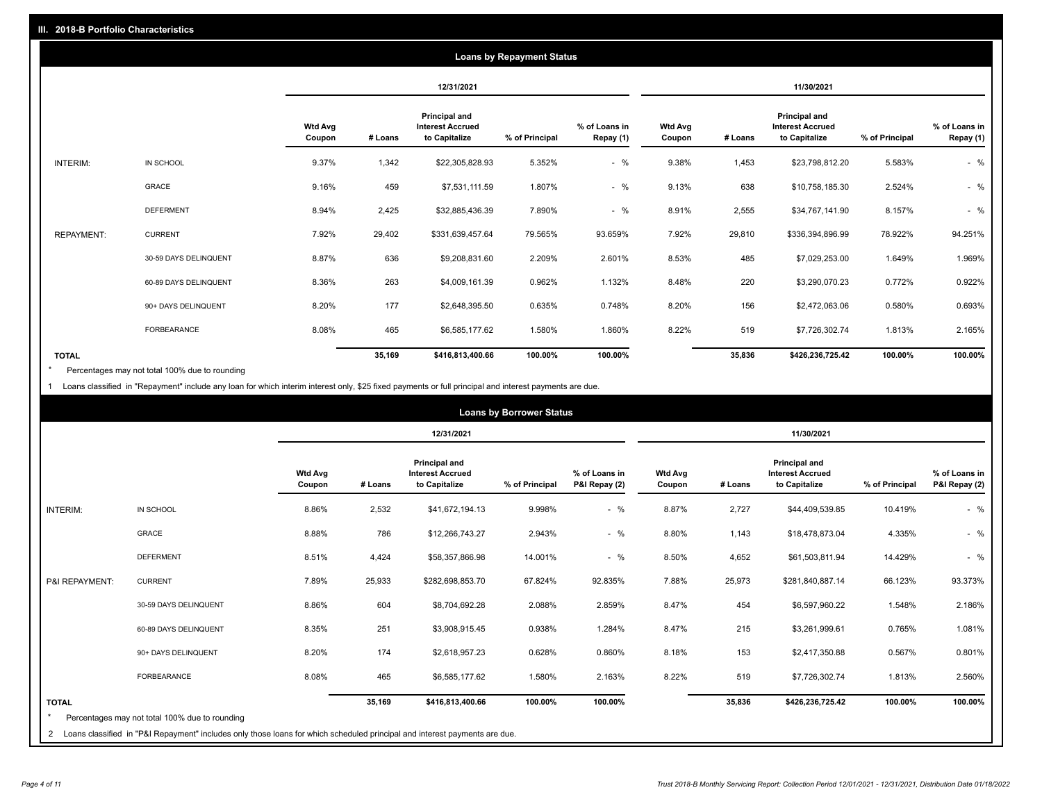## III. 2018-B Portfolio Characteristics

### Loans by Repayment Status

| | | 12/31/2021 | | | | | 11/30/2021 | | | | |
|---|---|---|---|---|---|---|---|---|---|---|---|
| | | Wtd Avg Coupon | # Loans | Principal and Interest Accrued to Capitalize | % of Principal | % of Loans in Repay (1) | Wtd Avg Coupon | # Loans | Principal and Interest Accrued to Capitalize | % of Principal | % of Loans in Repay (1) |
| INTERIM: | IN SCHOOL | 9.37% | 1,342 | $22,305,828.93 | 5.352% | - % | 9.38% | 1,453 | $23,798,812.20 | 5.583% | - % |
| | GRACE | 9.16% | 459 | $7,531,111.59 | 1.807% | - % | 9.13% | 638 | $10,758,185.30 | 2.524% | - % |
| | DEFERMENT | 8.94% | 2,425 | $32,885,436.39 | 7.890% | - % | 8.91% | 2,555 | $34,767,141.90 | 8.157% | - % |
| REPAYMENT: | CURRENT | 7.92% | 29,402 | $331,639,457.64 | 79.565% | 93.659% | 7.92% | 29,810 | $336,394,896.99 | 78.922% | 94.251% |
| | 30-59 DAYS DELINQUENT | 8.87% | 636 | $9,208,831.60 | 2.209% | 2.601% | 8.53% | 485 | $7,029,253.00 | 1.649% | 1.969% |
| | 60-89 DAYS DELINQUENT | 8.36% | 263 | $4,009,161.39 | 0.962% | 1.132% | 8.48% | 220 | $3,290,070.23 | 0.772% | 0.922% |
| | 90+ DAYS DELINQUENT | 8.20% | 177 | $2,648,395.50 | 0.635% | 0.748% | 8.20% | 156 | $2,472,063.06 | 0.580% | 0.693% |
| | FORBEARANCE | 8.08% | 465 | $6,585,177.62 | 1.580% | 1.860% | 8.22% | 519 | $7,726,302.74 | 1.813% | 2.165% |
| **TOTAL** | | | **35,169** | **$416,813,400.66** | **100.00%** | **100.00%** | | **35,836** | **$426,236,725.42** | **100.00%** | **100.00%** |

\* Percentages may not total 100% due to rounding

1 Loans classified in "Repayment" include any loan for which interim interest only, $25 fixed payments or full principal and interest payments are due.

### Loans by Borrower Status

| | | 12/31/2021 | | | | | 11/30/2021 | | | | |
|---|---|---|---|---|---|---|---|---|---|---|---|
| | | Wtd Avg Coupon | # Loans | Principal and Interest Accrued to Capitalize | % of Principal | % of Loans in P&I Repay (2) | Wtd Avg Coupon | # Loans | Principal and Interest Accrued to Capitalize | % of Principal | % of Loans in P&I Repay (2) |
| INTERIM: | IN SCHOOL | 8.86% | 2,532 | $41,672,194.13 | 9.998% | - % | 8.87% | 2,727 | $44,409,539.85 | 10.419% | - % |
| | GRACE | 8.88% | 786 | $12,266,743.27 | 2.943% | - % | 8.80% | 1,143 | $18,478,873.04 | 4.335% | - % |
| | DEFERMENT | 8.51% | 4,424 | $58,357,866.98 | 14.001% | - % | 8.50% | 4,652 | $61,503,811.94 | 14.429% | - % |
| P&I REPAYMENT: | CURRENT | 7.89% | 25,933 | $282,698,853.70 | 67.824% | 92.835% | 7.88% | 25,973 | $281,840,887.14 | 66.123% | 93.373% |
| | 30-59 DAYS DELINQUENT | 8.86% | 604 | $8,704,692.28 | 2.088% | 2.859% | 8.47% | 454 | $6,597,960.22 | 1.548% | 2.186% |
| | 60-89 DAYS DELINQUENT | 8.35% | 251 | $3,908,915.45 | 0.938% | 1.284% | 8.47% | 215 | $3,261,999.61 | 0.765% | 1.081% |
| | 90+ DAYS DELINQUENT | 8.20% | 174 | $2,618,957.23 | 0.628% | 0.860% | 8.18% | 153 | $2,417,350.88 | 0.567% | 0.801% |
| | FORBEARANCE | 8.08% | 465 | $6,585,177.62 | 1.580% | 2.163% | 8.22% | 519 | $7,726,302.74 | 1.813% | 2.560% |
| **TOTAL** | | | **35,169** | **$416,813,400.66** | **100.00%** | **100.00%** | | **35,836** | **$426,236,725.42** | **100.00%** | **100.00%** |

\* Percentages may not total 100% due to rounding

2 Loans classified in "P&I Repayment" includes only those loans for which scheduled principal and interest payments are due.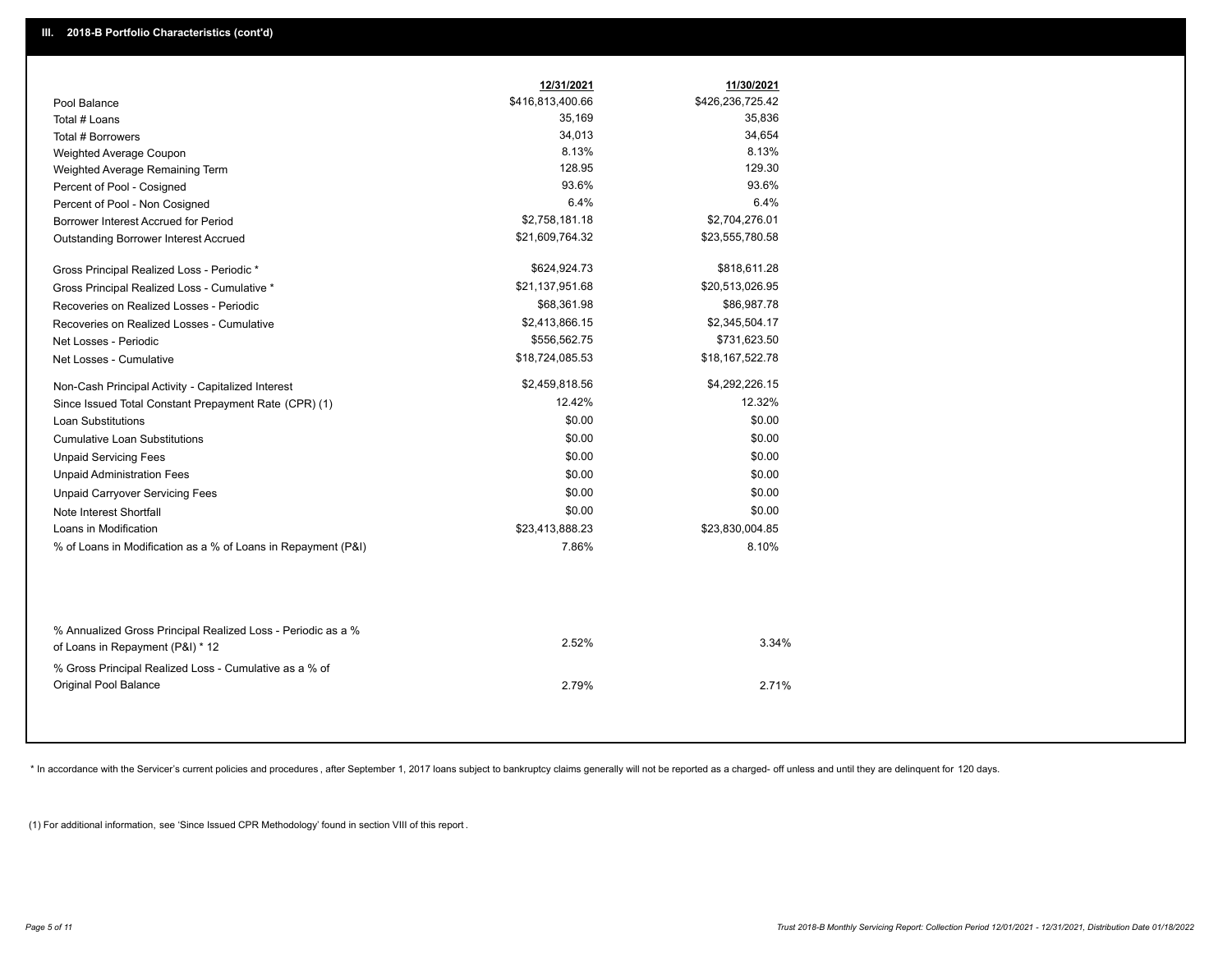## III. 2018-B Portfolio Characteristics (cont'd)

| | 12/31/2021 | 11/30/2021 |
|---|---|---|
| Pool Balance | $416,813,400.66 | $426,236,725.42 |
| Total # Loans | 35,169 | 35,836 |
| Total # Borrowers | 34,013 | 34,654 |
| Weighted Average Coupon | 8.13% | 8.13% |
| Weighted Average Remaining Term | 128.95 | 129.30 |
| Percent of Pool - Cosigned | 93.6% | 93.6% |
| Percent of Pool - Non Cosigned | 6.4% | 6.4% |
| Borrower Interest Accrued for Period | $2,758,181.18 | $2,704,276.01 |
| Outstanding Borrower Interest Accrued | $21,609,764.32 | $23,555,780.58 |
| Gross Principal Realized Loss - Periodic * | $624,924.73 | $818,611.28 |
| Gross Principal Realized Loss - Cumulative * | $21,137,951.68 | $20,513,026.95 |
| Recoveries on Realized Losses - Periodic | $68,361.98 | $86,987.78 |
| Recoveries on Realized Losses - Cumulative | $2,413,866.15 | $2,345,504.17 |
| Net Losses - Periodic | $556,562.75 | $731,623.50 |
| Net Losses - Cumulative | $18,724,085.53 | $18,167,522.78 |
| Non-Cash Principal Activity - Capitalized Interest | $2,459,818.56 | $4,292,226.15 |
| Since Issued Total Constant Prepayment Rate (CPR) (1) | 12.42% | 12.32% |
| Loan Substitutions | $0.00 | $0.00 |
| Cumulative Loan Substitutions | $0.00 | $0.00 |
| Unpaid Servicing Fees | $0.00 | $0.00 |
| Unpaid Administration Fees | $0.00 | $0.00 |
| Unpaid Carryover Servicing Fees | $0.00 | $0.00 |
| Note Interest Shortfall | $0.00 | $0.00 |
| Loans in Modification | $23,413,888.23 | $23,830,004.85 |
| % of Loans in Modification as a % of Loans in Repayment (P&I) | 7.86% | 8.10% |
| % Annualized Gross Principal Realized Loss - Periodic as a % of Loans in Repayment (P&I) * 12 | 2.52% | 3.34% |
| % Gross Principal Realized Loss - Cumulative as a % of Original Pool Balance | 2.79% | 2.71% |

* In accordance with the Servicer's current policies and procedures, after September 1, 2017 loans subject to bankruptcy claims generally will not be reported as a charged- off unless and until they are delinquent for 120 days.

(1) For additional information, see 'Since Issued CPR Methodology' found in section VIII of this report .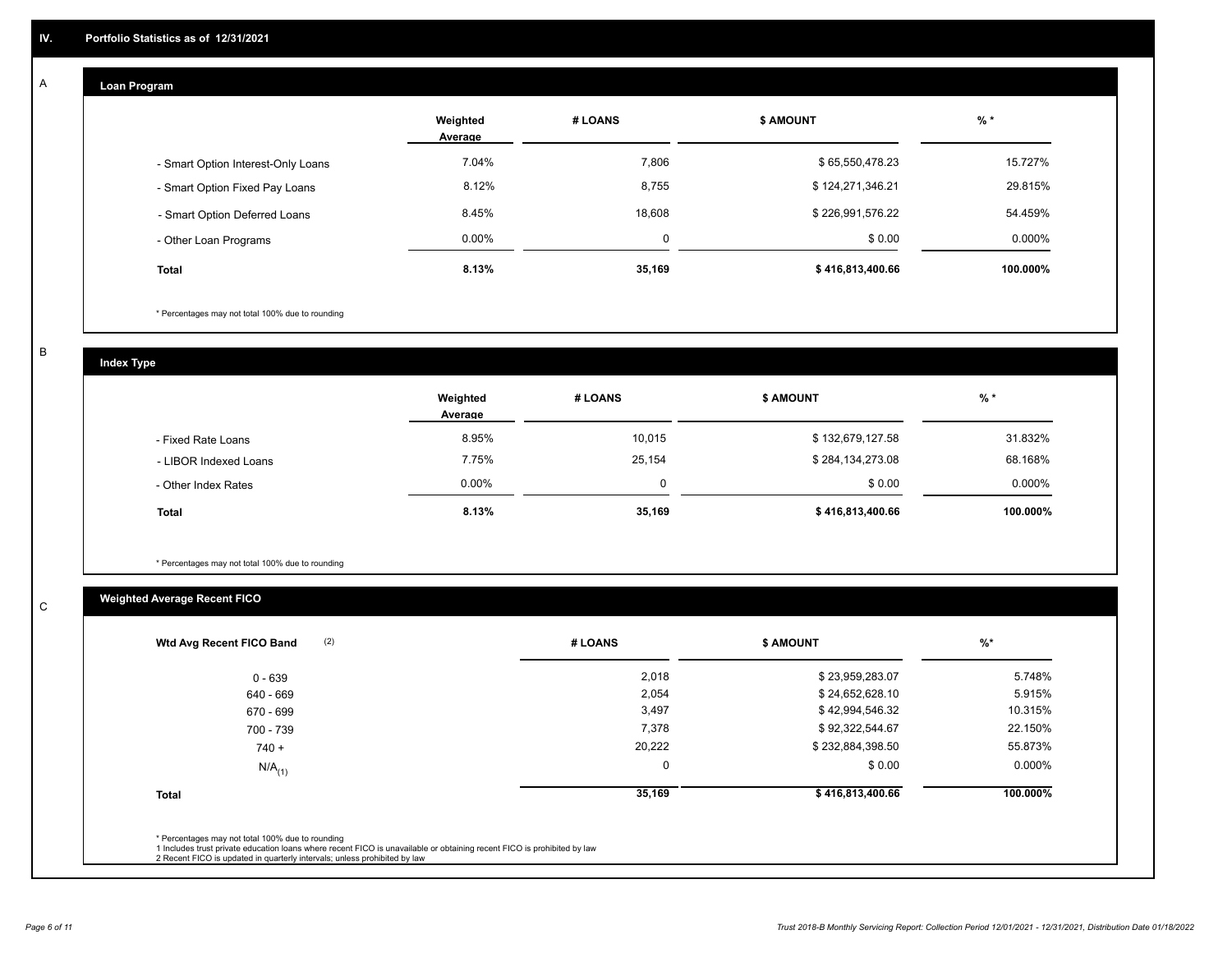## IV. Portfolio Statistics as of 12/31/2021

### A. Loan Program

| | Weighted Average | # LOANS | $ AMOUNT | % * |
|---|---|---|---|---|
| - Smart Option Interest-Only Loans | 7.04% | 7,806 | $ 65,550,478.23 | 15.727% |
| - Smart Option Fixed Pay Loans | 8.12% | 8,755 | $ 124,271,346.21 | 29.815% |
| - Smart Option Deferred Loans | 8.45% | 18,608 | $ 226,991,576.22 | 54.459% |
| - Other Loan Programs | 0.00% | 0 | $ 0.00 | 0.000% |
| **Total** | **8.13%** | **35,169** | **$ 416,813,400.66** | **100.000%** |

\* Percentages may not total 100% due to rounding

### B. Index Type

| | Weighted Average | # LOANS | $ AMOUNT | % * |
|---|---|---|---|---|
| - Fixed Rate Loans | 8.95% | 10,015 | $ 132,679,127.58 | 31.832% |
| - LIBOR Indexed Loans | 7.75% | 25,154 | $ 284,134,273.08 | 68.168% |
| - Other Index Rates | 0.00% | 0 | $ 0.00 | 0.000% |
| **Total** | **8.13%** | **35,169** | **$ 416,813,400.66** | **100.000%** |

\* Percentages may not total 100% due to rounding

### C. Weighted Average Recent FICO

| Wtd Avg Recent FICO Band (2) | # LOANS | $ AMOUNT | %* |
|---|---|---|---|
| 0 - 639 | 2,018 | $ 23,959,283.07 | 5.748% |
| 640 - 669 | 2,054 | $ 24,652,628.10 | 5.915% |
| 670 - 699 | 3,497 | $ 42,994,546.32 | 10.315% |
| 700 - 739 | 7,378 | $ 92,322,544.67 | 22.150% |
| 740 + | 20,222 | $ 232,884,398.50 | 55.873% |
| N/A(1) | 0 | $ 0.00 | 0.000% |
| **Total** | **35,169** | **$ 416,813,400.66** | **100.000%** |

\* Percentages may not total 100% due to rounding
1 Includes trust private education loans where recent FICO is unavailable or obtaining recent FICO is prohibited by law
2 Recent FICO is updated in quarterly intervals; unless prohibited by law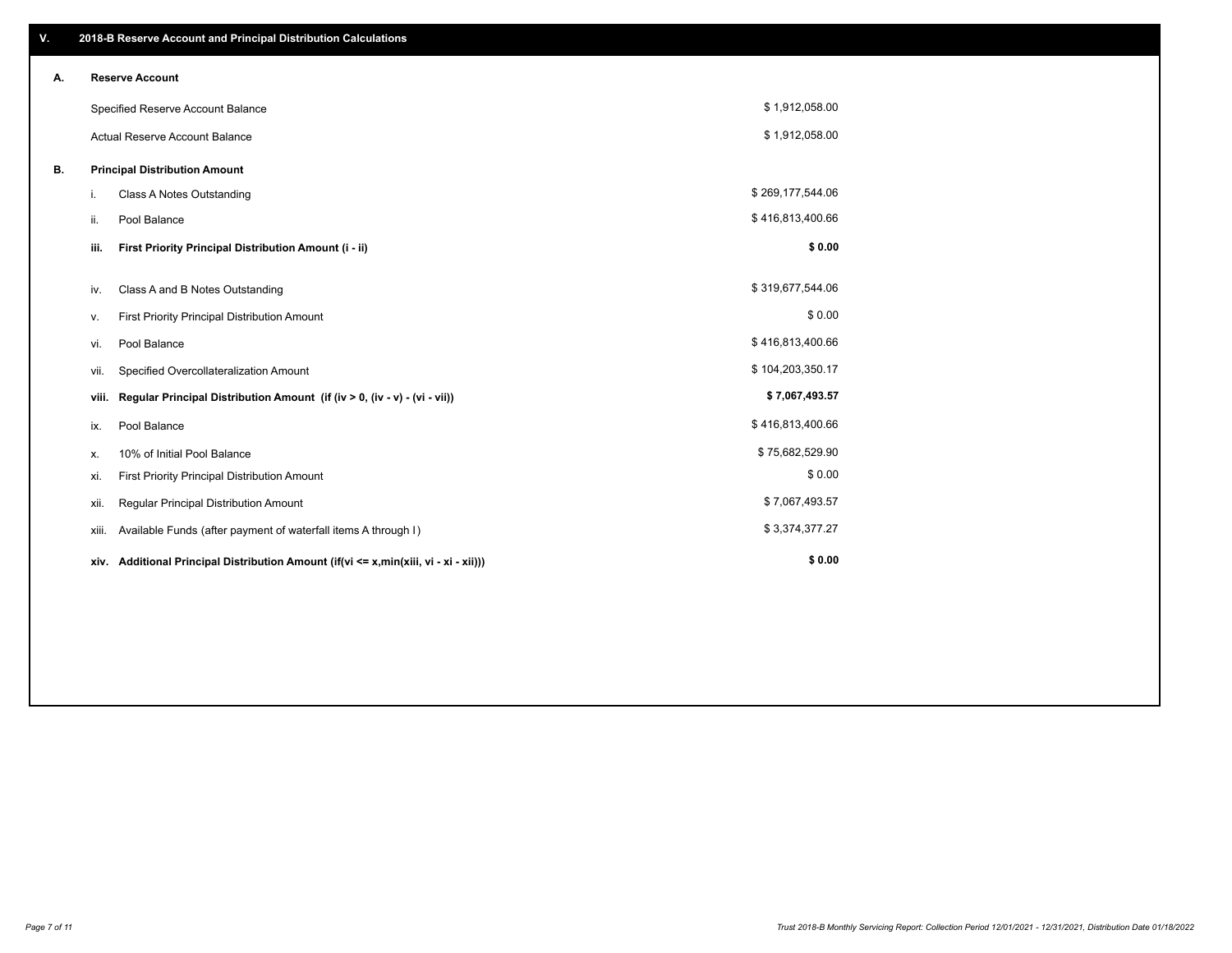## V. 2018-B Reserve Account and Principal Distribution Calculations

### A. Reserve Account

| | |
|---|---|
| Specified Reserve Account Balance | $ 1,912,058.00 |
| Actual Reserve Account Balance | $ 1,912,058.00 |

### B. Principal Distribution Amount

| | | |
|---|---|---|
| i. | Class A Notes Outstanding | $ 269,177,544.06 |
| ii. | Pool Balance | $ 416,813,400.66 |
| **iii.** | **First Priority Principal Distribution Amount (i - ii)** | **$ 0.00** |
| iv. | Class A and B Notes Outstanding | $ 319,677,544.06 |
| v. | First Priority Principal Distribution Amount | $ 0.00 |
| vi. | Pool Balance | $ 416,813,400.66 |
| vii. | Specified Overcollateralization Amount | $ 104,203,350.17 |
| **viii.** | **Regular Principal Distribution Amount (if (iv > 0, (iv - v) - (vi - vii))** | **$ 7,067,493.57** |
| ix. | Pool Balance | $ 416,813,400.66 |
| x. | 10% of Initial Pool Balance | $ 75,682,529.90 |
| xi. | First Priority Principal Distribution Amount | $ 0.00 |
| xii. | Regular Principal Distribution Amount | $ 7,067,493.57 |
| xiii. | Available Funds (after payment of waterfall items A through I) | $ 3,374,377.27 |
| **xiv.** | **Additional Principal Distribution Amount (if(vi <= x,min(xiii, vi - xi - xii)))** | **$ 0.00** |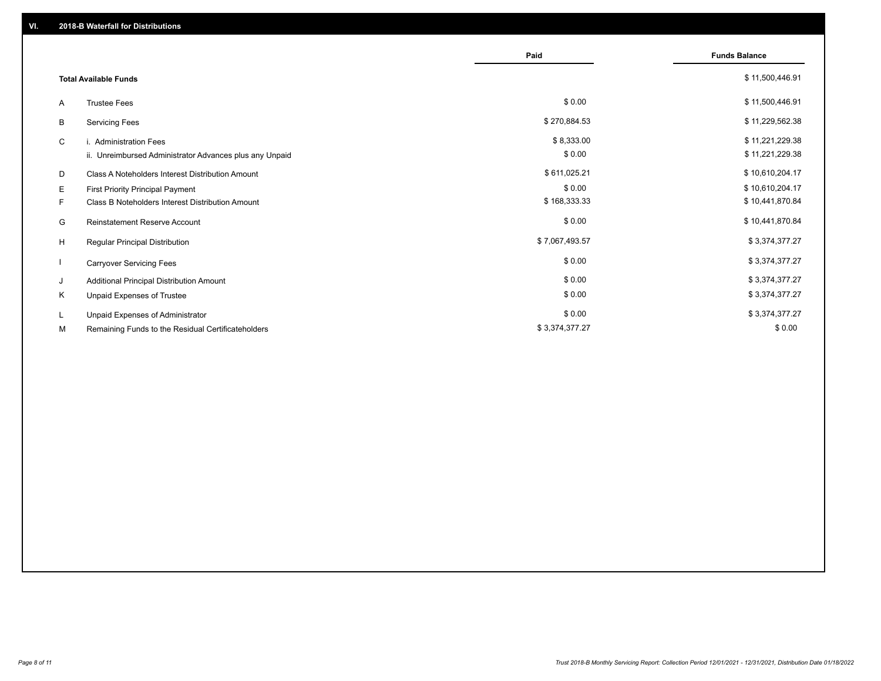## VI. 2018-B Waterfall for Distributions

| | | Paid | Funds Balance |
|---|---|---|---|
| | **Total Available Funds** | | $ 11,500,446.91 |
| A | Trustee Fees | $ 0.00 | $ 11,500,446.91 |
| B | Servicing Fees | $ 270,884.53 | $ 11,229,562.38 |
| C | i. Administration Fees | $ 8,333.00 | $ 11,221,229.38 |
| | ii. Unreimbursed Administrator Advances plus any Unpaid | $ 0.00 | $ 11,221,229.38 |
| D | Class A Noteholders Interest Distribution Amount | $ 611,025.21 | $ 10,610,204.17 |
| E | First Priority Principal Payment | $ 0.00 | $ 10,610,204.17 |
| F | Class B Noteholders Interest Distribution Amount | $ 168,333.33 | $ 10,441,870.84 |
| G | Reinstatement Reserve Account | $ 0.00 | $ 10,441,870.84 |
| H | Regular Principal Distribution | $ 7,067,493.57 | $ 3,374,377.27 |
| I | Carryover Servicing Fees | $ 0.00 | $ 3,374,377.27 |
| J | Additional Principal Distribution Amount | $ 0.00 | $ 3,374,377.27 |
| K | Unpaid Expenses of Trustee | $ 0.00 | $ 3,374,377.27 |
| L | Unpaid Expenses of Administrator | $ 0.00 | $ 3,374,377.27 |
| M | Remaining Funds to the Residual Certificateholders | $ 3,374,377.27 | $ 0.00 |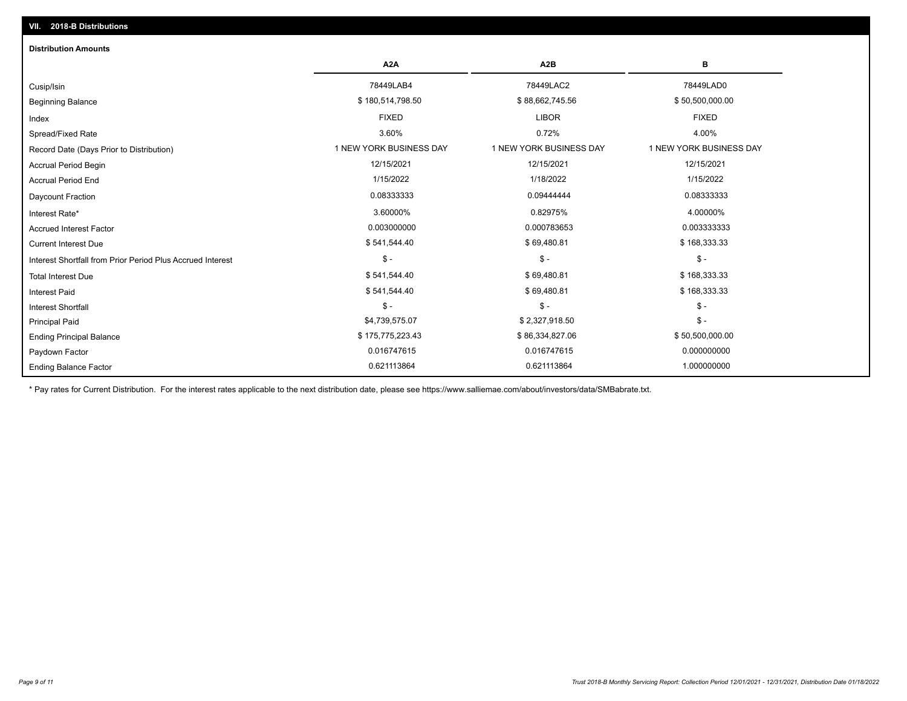## VII. 2018-B Distributions

### Distribution Amounts

| | A2A | A2B | B |
|---|---|---|---|
| Cusip/Isin | 78449LAB4 | 78449LAC2 | 78449LAD0 |
| Beginning Balance | $ 180,514,798.50 | $ 88,662,745.56 | $ 50,500,000.00 |
| Index | FIXED | LIBOR | FIXED |
| Spread/Fixed Rate | 3.60% | 0.72% | 4.00% |
| Record Date (Days Prior to Distribution) | 1 NEW YORK BUSINESS DAY | 1 NEW YORK BUSINESS DAY | 1 NEW YORK BUSINESS DAY |
| Accrual Period Begin | 12/15/2021 | 12/15/2021 | 12/15/2021 |
| Accrual Period End | 1/15/2022 | 1/18/2022 | 1/15/2022 |
| Daycount Fraction | 0.08333333 | 0.09444444 | 0.08333333 |
| Interest Rate* | 3.60000% | 0.82975% | 4.00000% |
| Accrued Interest Factor | 0.003000000 | 0.000783653 | 0.003333333 |
| Current Interest Due | $ 541,544.40 | $ 69,480.81 | $ 168,333.33 |
| Interest Shortfall from Prior Period Plus Accrued Interest | $ - | $ - | $ - |
| Total Interest Due | $ 541,544.40 | $ 69,480.81 | $ 168,333.33 |
| Interest Paid | $ 541,544.40 | $ 69,480.81 | $ 168,333.33 |
| Interest Shortfall | $ - | $ - | $ - |
| Principal Paid | $4,739,575.07 | $ 2,327,918.50 | $ - |
| Ending Principal Balance | $ 175,775,223.43 | $ 86,334,827.06 | $ 50,500,000.00 |
| Paydown Factor | 0.016747615 | 0.016747615 | 0.000000000 |
| Ending Balance Factor | 0.621113864 | 0.621113864 | 1.000000000 |

* Pay rates for Current Distribution. For the interest rates applicable to the next distribution date, please see https://www.salliemae.com/about/investors/data/SMBabrate.txt.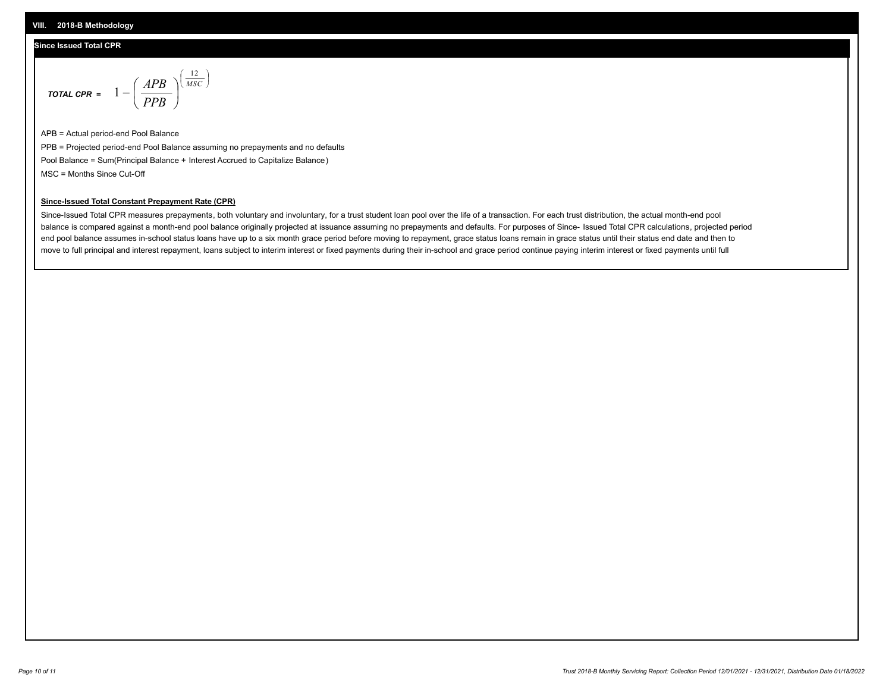## VIII. 2018-B Methodology

### Since Issued Total CPR

$$\textit{TOTAL CPR} = 1 - \left( \frac{APB}{PPB} \right)^{\left( \frac{12}{MSC} \right)}$$

APB = Actual period-end Pool Balance

PPB = Projected period-end Pool Balance assuming no prepayments and no defaults

Pool Balance = Sum(Principal Balance + Interest Accrued to Capitalize Balance)

MSC = Months Since Cut-Off

**Since-Issued Total Constant Prepayment Rate (CPR)**

Since-Issued Total CPR measures prepayments, both voluntary and involuntary, for a trust student loan pool over the life of a transaction. For each trust distribution, the actual month-end pool balance is compared against a month-end pool balance originally projected at issuance assuming no prepayments and defaults. For purposes of Since- Issued Total CPR calculations, projected period end pool balance assumes in-school status loans have up to a six month grace period before moving to repayment, grace status loans remain in grace status until their status end date and then to move to full principal and interest repayment, loans subject to interim interest or fixed payments during their in-school and grace period continue paying interim interest or fixed payments until full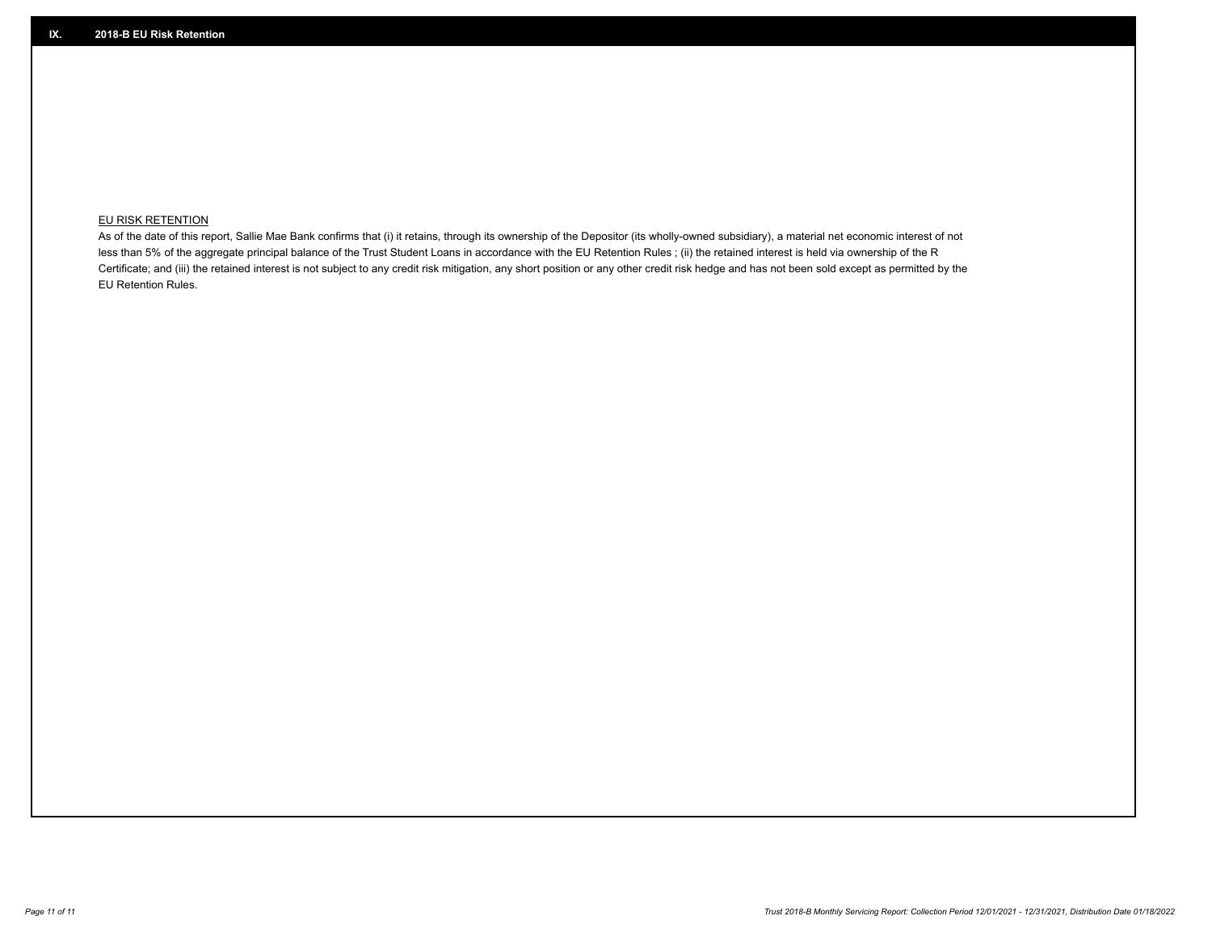## IX. 2018-B EU Risk Retention

EU RISK RETENTION

As of the date of this report, Sallie Mae Bank confirms that (i) it retains, through its ownership of the Depositor (its wholly-owned subsidiary), a material net economic interest of not less than 5% of the aggregate principal balance of the Trust Student Loans in accordance with the EU Retention Rules ; (ii) the retained interest is held via ownership of the R Certificate; and (iii) the retained interest is not subject to any credit risk mitigation, any short position or any other credit risk hedge and has not been sold except as permitted by the EU Retention Rules.